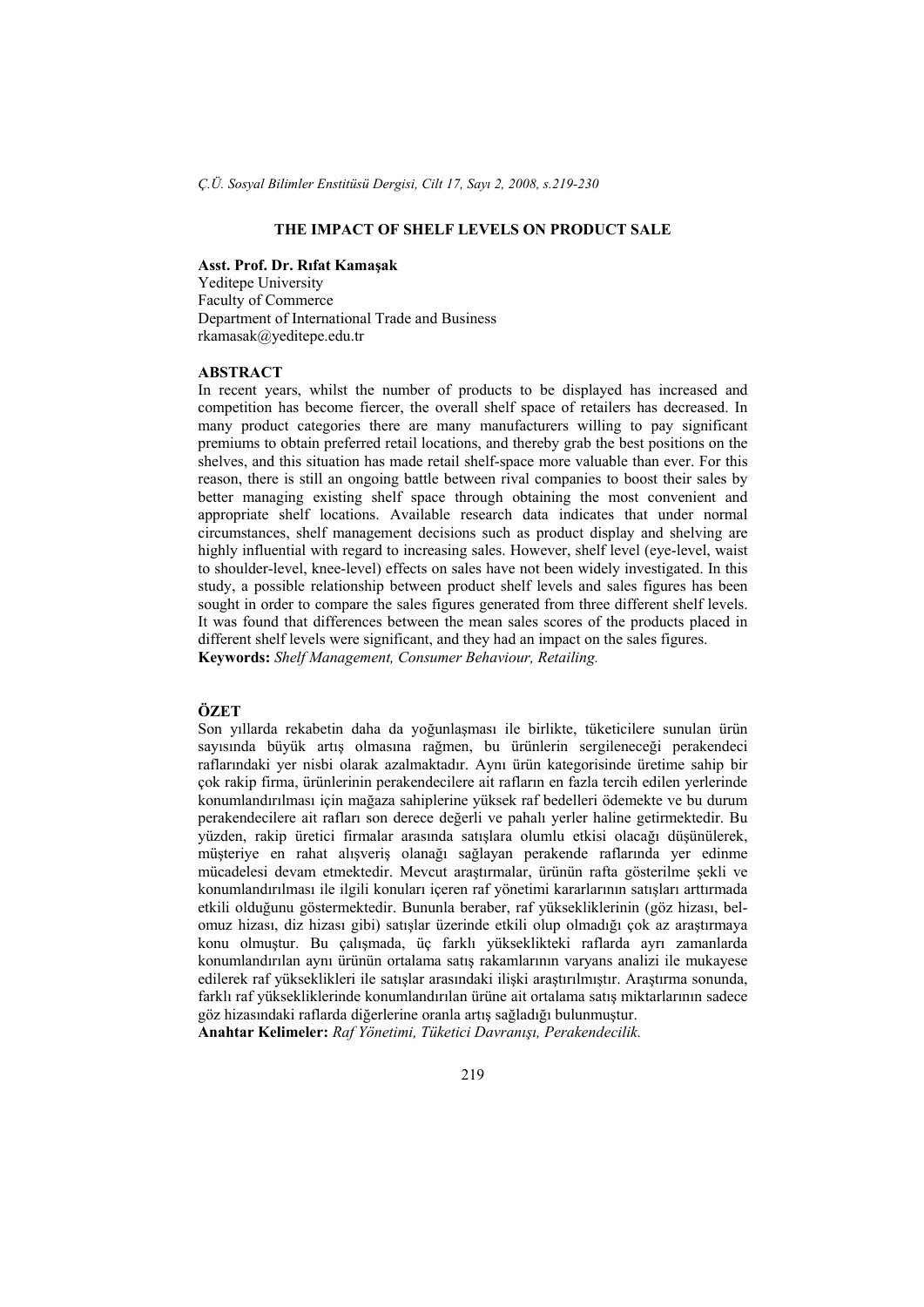# THE IMPACT OF SHELF LEVELS ON PRODUCT SALE

**Asst. Prof. Dr. Rıfat Kamaşak**
Yeditepe University
Faculty of Commerce
Department of International Trade and Business
rkamasak@yeditepe.edu.tr

## ABSTRACT

In recent years, whilst the number of products to be displayed has increased and competition has become fiercer, the overall shelf space of retailers has decreased. In many product categories there are many manufacturers willing to pay significant premiums to obtain preferred retail locations, and thereby grab the best positions on the shelves, and this situation has made retail shelf-space more valuable than ever. For this reason, there is still an ongoing battle between rival companies to boost their sales by better managing existing shelf space through obtaining the most convenient and appropriate shelf locations. Available research data indicates that under normal circumstances, shelf management decisions such as product display and shelving are highly influential with regard to increasing sales. However, shelf level (eye-level, waist to shoulder-level, knee-level) effects on sales have not been widely investigated. In this study, a possible relationship between product shelf levels and sales figures has been sought in order to compare the sales figures generated from three different shelf levels. It was found that differences between the mean sales scores of the products placed in different shelf levels were significant, and they had an impact on the sales figures.

**Keywords:** *Shelf Management, Consumer Behaviour, Retailing.*

## ÖZET

Son yıllarda rekabetin daha da yoğunlaşması ile birlikte, tüketicilere sunulan ürün sayısında büyük artış olmasına rağmen, bu ürünlerin sergileneceği perakendeci raflarındaki yer nisbi olarak azalmaktadır. Aynı ürün kategorisinde üretime sahip bir çok rakip firma, ürünlerinin perakendecilere ait rafların en fazla tercih edilen yerlerinde konumlandırılması için mağaza sahiplerine yüksek raf bedelleri ödemekte ve bu durum perakendecilere ait rafları son derece değerli ve pahalı yerler haline getirmektedir. Bu yüzden, rakip üretici firmalar arasında satışlara olumlu etkisi olacağı düşünülerek, müşteriye en rahat alışveriş olanağı sağlayan perakende raflarında yer edinme mücadelesi devam etmektedir. Mevcut araştırmalar, ürünün rafta gösterilme şekli ve konumlandırılması ile ilgili konuları içeren raf yönetimi kararlarının satışları arttırmada etkili olduğunu göstermektedir. Bununla beraber, raf yüksekliklerinin (göz hizası, bel-omuz hizası, diz hizası gibi) satışlar üzerinde etkili olup olmadığı çok az araştırmaya konu olmuştur. Bu çalışmada, üç farklı yükseklikteki raflarda ayrı zamanlarda konumlandırılan aynı ürünün ortalama satış rakamlarının varyans analizi ile mukayese edilerek raf yükseklikleri ile satışlar arasındaki ilişki araştırılmıştır. Araştırma sonunda, farklı raf yüksekliklerinde konumlandırılan ürüne ait ortalama satış miktarlarının sadece göz hizasındaki raflarda diğerlerine oranla artış sağladığı bulunmuştur.

**Anahtar Kelimeler:** *Raf Yönetimi, Tüketici Davranışı, Perakendecilik.*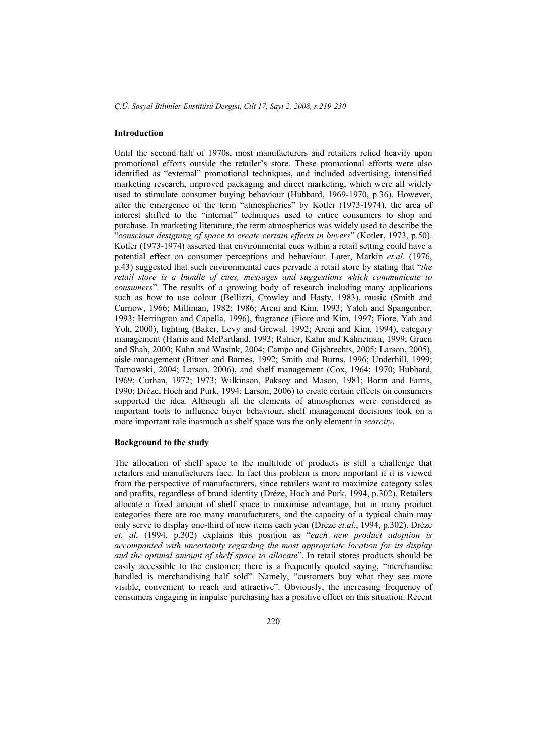## Introduction

Until the second half of 1970s, most manufacturers and retailers relied heavily upon promotional efforts outside the retailer's store. These promotional efforts were also identified as "external" promotional techniques, and included advertising, intensified marketing research, improved packaging and direct marketing, which were all widely used to stimulate consumer buying behaviour (Hubbard, 1969-1970, p.36). However, after the emergence of the term "atmospherics" by Kotler (1973-1974), the area of interest shifted to the "internal" techniques used to entice consumers to shop and purchase. In marketing literature, the term atmospherics was widely used to describe the "*conscious designing of space to create certain effects in buyers*" (Kotler, 1973, p.50). Kotler (1973-1974) asserted that environmental cues within a retail setting could have a potential effect on consumer perceptions and behaviour. Later, Markin *et.al*. (1976, p.43) suggested that such environmental cues pervade a retail store by stating that "*the retail store is a bundle of cues, messages and suggestions which communicate to consumers*". The results of a growing body of research including many applications such as how to use colour (Bellizzi, Crowley and Hasty, 1983), music (Smith and Curnow, 1966; Milliman, 1982; 1986; Areni and Kim, 1993; Yalch and Spangenber, 1993; Herrington and Capella, 1996), fragrance (Fiore and Kim, 1997; Fiore, Yah and Yoh, 2000), lighting (Baker, Levy and Grewal, 1992; Areni and Kim, 1994), category management (Harris and McPartland, 1993; Ratner, Kahn and Kahneman, 1999; Gruen and Shah, 2000; Kahn and Wasink, 2004; Campo and Gijsbrechts, 2005; Larson, 2005), aisle management (Bitner and Barnes, 1992; Smith and Burns, 1996; Underhill, 1999; Tarnowski, 2004; Larson, 2006), and shelf management (Cox, 1964; 1970; Hubbard, 1969; Curhan, 1972; 1973; Wilkinson, Paksoy and Mason, 1981; Borin and Farris, 1990; Dréze, Hoch and Purk, 1994; Larson, 2006) to create certain effects on consumers supported the idea. Although all the elements of atmospherics were considered as important tools to influence buyer behaviour, shelf management decisions took on a more important role inasmuch as shelf space was the only element in *scarcity*.

## Background to the study

The allocation of shelf space to the multitude of products is still a challenge that retailers and manufacturers face. In fact this problem is more important if it is viewed from the perspective of manufacturers, since retailers want to maximize category sales and profits, regardless of brand identity (Dréze, Hoch and Purk, 1994, p.302). Retailers allocate a fixed amount of shelf space to maximise advantage, but in many product categories there are too many manufacturers, and the capacity of a typical chain may only serve to display one-third of new items each year (Dréze *et.al.*, 1994, p.302). Dréze *et. al.* (1994, p.302) explains this position as "*each new product adoption is accompanied with uncertainty regarding the most appropriate location for its display and the optimal amount of shelf space to allocate*". In retail stores products should be easily accessible to the customer; there is a frequently quoted saying, "merchandise handled is merchandising half sold". Namely, "customers buy what they see more visible, convenient to reach and attractive". Obviously, the increasing frequency of consumers engaging in impulse purchasing has a positive effect on this situation. Recent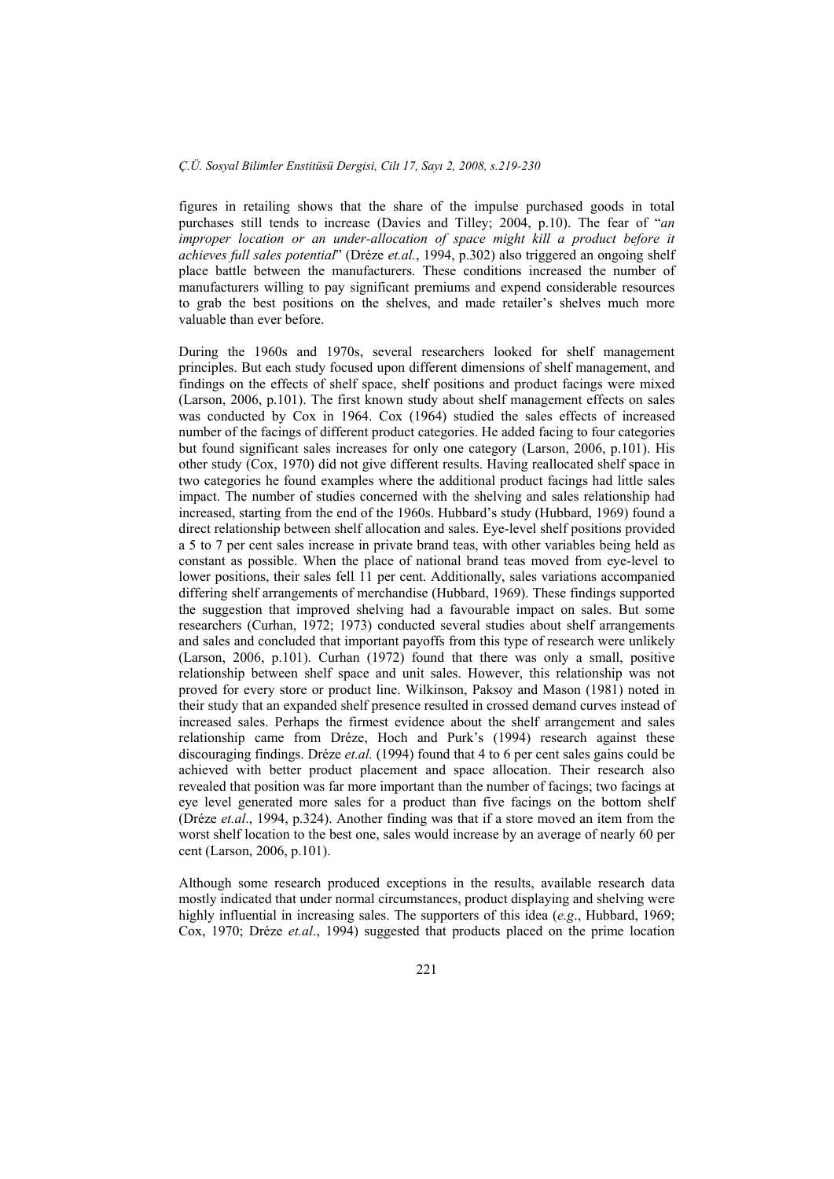figures in retailing shows that the share of the impulse purchased goods in total purchases still tends to increase (Davies and Tilley; 2004, p.10). The fear of "*an improper location or an under-allocation of space might kill a product before it achieves full sales potential*" (Dréze *et.al.*, 1994, p.302) also triggered an ongoing shelf place battle between the manufacturers. These conditions increased the number of manufacturers willing to pay significant premiums and expend considerable resources to grab the best positions on the shelves, and made retailer's shelves much more valuable than ever before.

During the 1960s and 1970s, several researchers looked for shelf management principles. But each study focused upon different dimensions of shelf management, and findings on the effects of shelf space, shelf positions and product facings were mixed (Larson, 2006, p.101). The first known study about shelf management effects on sales was conducted by Cox in 1964. Cox (1964) studied the sales effects of increased number of the facings of different product categories. He added facing to four categories but found significant sales increases for only one category (Larson, 2006, p.101). His other study (Cox, 1970) did not give different results. Having reallocated shelf space in two categories he found examples where the additional product facings had little sales impact. The number of studies concerned with the shelving and sales relationship had increased, starting from the end of the 1960s. Hubbard's study (Hubbard, 1969) found a direct relationship between shelf allocation and sales. Eye-level shelf positions provided a 5 to 7 per cent sales increase in private brand teas, with other variables being held as constant as possible. When the place of national brand teas moved from eye-level to lower positions, their sales fell 11 per cent. Additionally, sales variations accompanied differing shelf arrangements of merchandise (Hubbard, 1969). These findings supported the suggestion that improved shelving had a favourable impact on sales. But some researchers (Curhan, 1972; 1973) conducted several studies about shelf arrangements and sales and concluded that important payoffs from this type of research were unlikely (Larson, 2006, p.101). Curhan (1972) found that there was only a small, positive relationship between shelf space and unit sales. However, this relationship was not proved for every store or product line. Wilkinson, Paksoy and Mason (1981) noted in their study that an expanded shelf presence resulted in crossed demand curves instead of increased sales. Perhaps the firmest evidence about the shelf arrangement and sales relationship came from Dréze, Hoch and Purk's (1994) research against these discouraging findings. Dréze *et.al.* (1994) found that 4 to 6 per cent sales gains could be achieved with better product placement and space allocation. Their research also revealed that position was far more important than the number of facings; two facings at eye level generated more sales for a product than five facings on the bottom shelf (Dréze *et.al*., 1994, p.324). Another finding was that if a store moved an item from the worst shelf location to the best one, sales would increase by an average of nearly 60 per cent (Larson, 2006, p.101).

Although some research produced exceptions in the results, available research data mostly indicated that under normal circumstances, product displaying and shelving were highly influential in increasing sales. The supporters of this idea (*e.g*., Hubbard, 1969; Cox, 1970; Dréze *et.al*., 1994) suggested that products placed on the prime location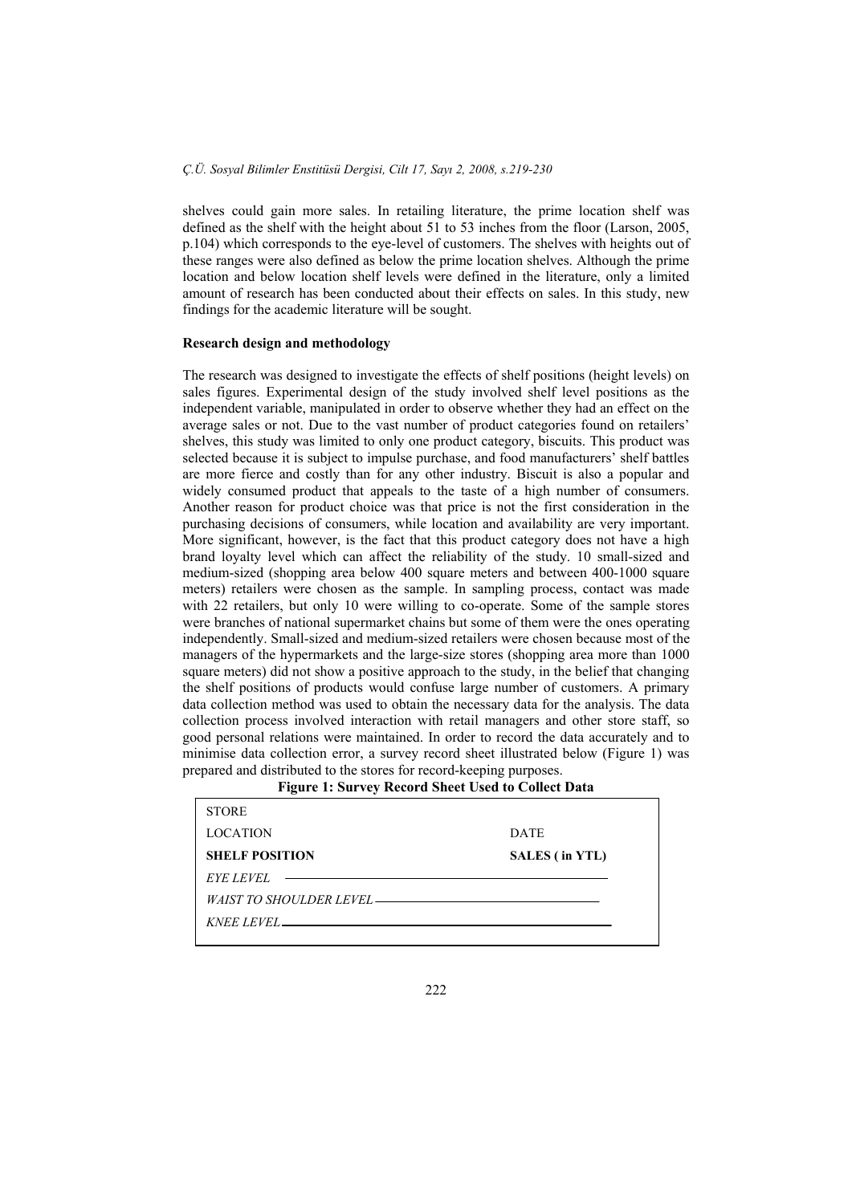shelves could gain more sales. In retailing literature, the prime location shelf was defined as the shelf with the height about 51 to 53 inches from the floor (Larson, 2005, p.104) which corresponds to the eye-level of customers. The shelves with heights out of these ranges were also defined as below the prime location shelves. Although the prime location and below location shelf levels were defined in the literature, only a limited amount of research has been conducted about their effects on sales. In this study, new findings for the academic literature will be sought.

**Research design and methodology**

The research was designed to investigate the effects of shelf positions (height levels) on sales figures. Experimental design of the study involved shelf level positions as the independent variable, manipulated in order to observe whether they had an effect on the average sales or not. Due to the vast number of product categories found on retailers' shelves, this study was limited to only one product category, biscuits. This product was selected because it is subject to impulse purchase, and food manufacturers' shelf battles are more fierce and costly than for any other industry. Biscuit is also a popular and widely consumed product that appeals to the taste of a high number of consumers. Another reason for product choice was that price is not the first consideration in the purchasing decisions of consumers, while location and availability are very important. More significant, however, is the fact that this product category does not have a high brand loyalty level which can affect the reliability of the study. 10 small-sized and medium-sized (shopping area below 400 square meters and between 400-1000 square meters) retailers were chosen as the sample. In sampling process, contact was made with 22 retailers, but only 10 were willing to co-operate. Some of the sample stores were branches of national supermarket chains but some of them were the ones operating independently. Small-sized and medium-sized retailers were chosen because most of the managers of the hypermarkets and the large-size stores (shopping area more than 1000 square meters) did not show a positive approach to the study, in the belief that changing the shelf positions of products would confuse large number of customers. A primary data collection method was used to obtain the necessary data for the analysis. The data collection process involved interaction with retail managers and other store staff, so good personal relations were maintained. In order to record the data accurately and to minimise data collection error, a survey record sheet illustrated below (Figure 1) was prepared and distributed to the stores for record-keeping purposes.

**Figure 1: Survey Record Sheet Used to Collect Data**

| STORE | |
|---|---|
| LOCATION | DATE |
| **SHELF POSITION** | **SALES ( in YTL)** |
| *EYE LEVEL* | ______ |
| *WAIST TO SHOULDER LEVEL* | ______ |
| *KNEE LEVEL* | ______ |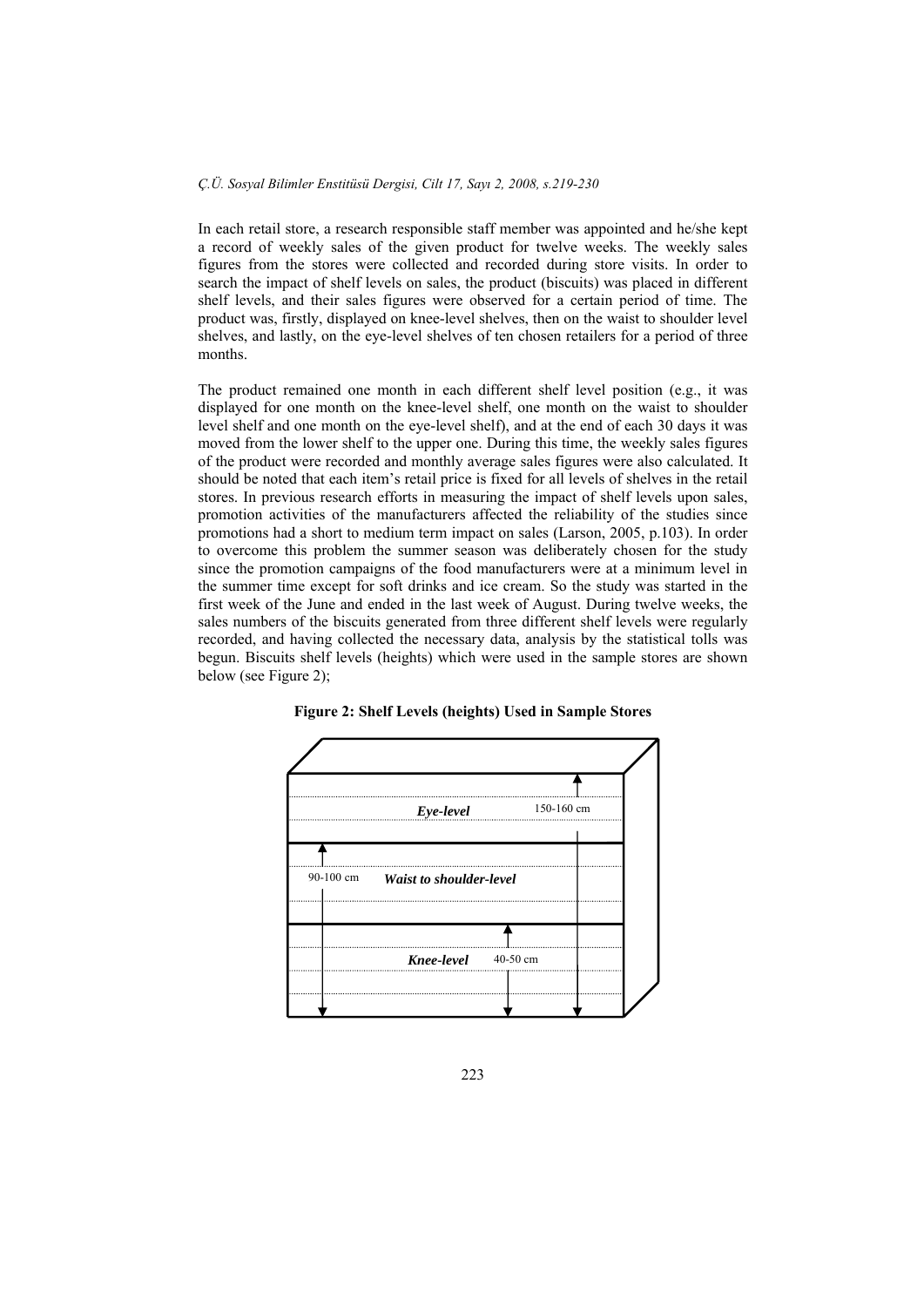In each retail store, a research responsible staff member was appointed and he/she kept a record of weekly sales of the given product for twelve weeks. The weekly sales figures from the stores were collected and recorded during store visits. In order to search the impact of shelf levels on sales, the product (biscuits) was placed in different shelf levels, and their sales figures were observed for a certain period of time. The product was, firstly, displayed on knee-level shelves, then on the waist to shoulder level shelves, and lastly, on the eye-level shelves of ten chosen retailers for a period of three months.

The product remained one month in each different shelf level position (e.g., it was displayed for one month on the knee-level shelf, one month on the waist to shoulder level shelf and one month on the eye-level shelf), and at the end of each 30 days it was moved from the lower shelf to the upper one. During this time, the weekly sales figures of the product were recorded and monthly average sales figures were also calculated. It should be noted that each item's retail price is fixed for all levels of shelves in the retail stores. In previous research efforts in measuring the impact of shelf levels upon sales, promotion activities of the manufacturers affected the reliability of the studies since promotions had a short to medium term impact on sales (Larson, 2005, p.103). In order to overcome this problem the summer season was deliberately chosen for the study since the promotion campaigns of the food manufacturers were at a minimum level in the summer time except for soft drinks and ice cream. So the study was started in the first week of the June and ended in the last week of August. During twelve weeks, the sales numbers of the biscuits generated from three different shelf levels were regularly recorded, and having collected the necessary data, analysis by the statistical tolls was begun. Biscuits shelf levels (heights) which were used in the sample stores are shown below (see Figure 2);

**Figure 2: Shelf Levels (heights) Used in Sample Stores**

*Eye-level* 150-160 cm

90-100 cm *Waist to shoulder-level*

*Knee-level* 40-50 cm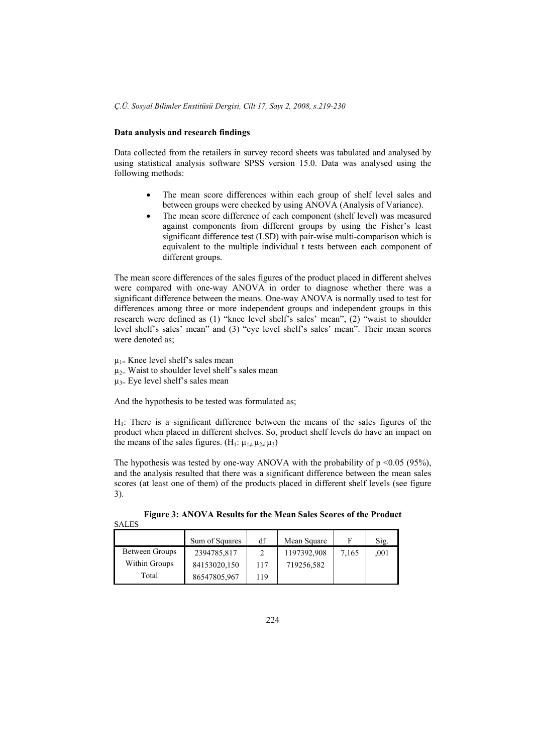**Data analysis and research findings**

Data collected from the retailers in survey record sheets was tabulated and analysed by using statistical analysis software SPSS version 15.0. Data was analysed using the following methods:

- The mean score differences within each group of shelf level sales and between groups were checked by using ANOVA (Analysis of Variance).
- The mean score difference of each component (shelf level) was measured against components from different groups by using the Fisher's least significant difference test (LSD) with pair-wise multi-comparison which is equivalent to the multiple individual t tests between each component of different groups.

The mean score differences of the sales figures of the product placed in different shelves were compared with one-way ANOVA in order to diagnose whether there was a significant difference between the means. One-way ANOVA is normally used to test for differences among three or more independent groups and independent groups in this research were defined as (1) "knee level shelf's sales' mean", (2) "waist to shoulder level shelf's sales' mean" and (3) "eye level shelf's sales' mean". Their mean scores were denoted as;

$\mu_1 =$ Knee level shelf's sales mean
$\mu_2 =$ Waist to shoulder level shelf's sales mean
$\mu_3 =$ Eye level shelf's sales mean

And the hypothesis to be tested was formulated as;

$H_1$: There is a significant difference between the means of the sales figures of the product when placed in different shelves. So, product shelf levels do have an impact on the means of the sales figures. ($H_1$: $\mu_1 \neq \mu_2 \neq \mu_3$)

The hypothesis was tested by one-way ANOVA with the probability of $p < 0.05$ (95%), and the analysis resulted that there was a significant difference between the mean sales scores (at least one of them) of the products placed in different shelf levels (see figure 3).

**Figure 3: ANOVA Results for the Mean Sales Scores of the Product**

SALES

| | Sum of Squares | df | Mean Square | F | Sig. |
|---|---|---|---|---|---|
| Between Groups | 2394785,817 | 2 | 1197392,908 | 7,165 | ,001 |
| Within Groups | 84153020,150 | 117 | 719256,582 | | |
| Total | 86547805,967 | 119 | | | |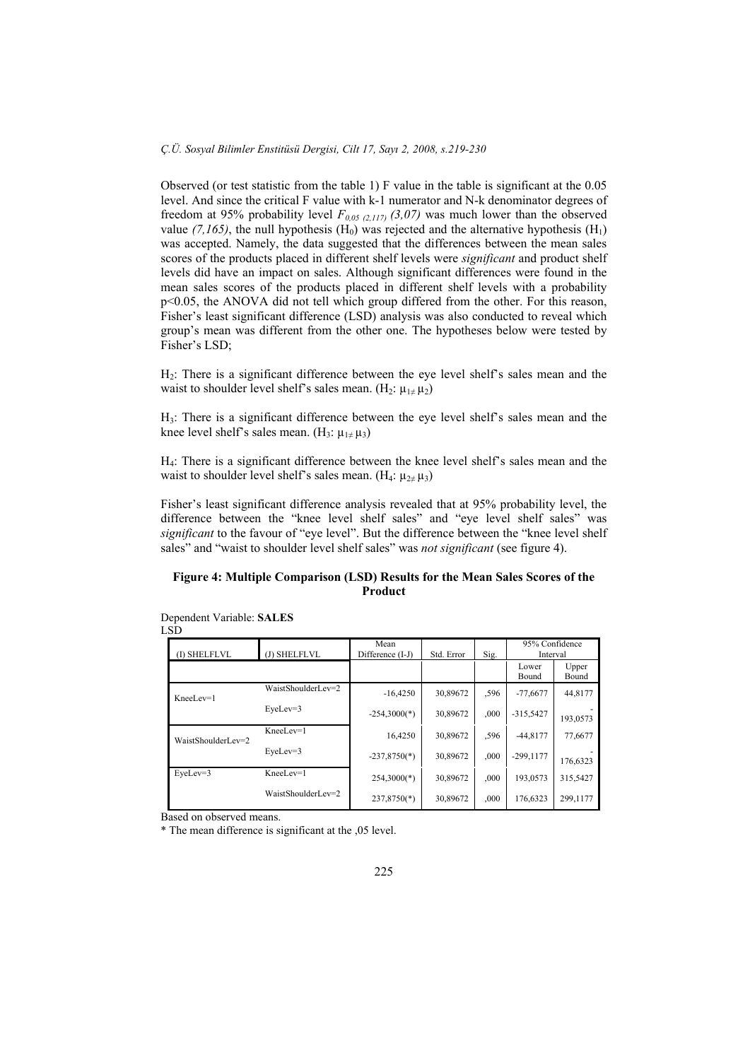Observed (or test statistic from the table 1) F value in the table is significant at the 0.05 level. And since the critical F value with k-1 numerator and N-k denominator degrees of freedom at 95% probability level $F_{0,05\ (2,117)}$ *(3,07)* was much lower than the observed value *(7,165)*, the null hypothesis ($H_0$) was rejected and the alternative hypothesis ($H_1$) was accepted. Namely, the data suggested that the differences between the mean sales scores of the products placed in different shelf levels were *significant* and product shelf levels did have an impact on sales. Although significant differences were found in the mean sales scores of the products placed in different shelf levels with a probability $p<0.05$, the ANOVA did not tell which group differed from the other. For this reason, Fisher's least significant difference (LSD) analysis was also conducted to reveal which group's mean was different from the other one. The hypotheses below were tested by Fisher's LSD;

$H_2$: There is a significant difference between the eye level shelf's sales mean and the waist to shoulder level shelf's sales mean. ($H_2$: $\mu_1 \neq \mu_2$)

$H_3$: There is a significant difference between the eye level shelf's sales mean and the knee level shelf's sales mean. ($H_3$: $\mu_1 \neq \mu_3$)

$H_4$: There is a significant difference between the knee level shelf's sales mean and the waist to shoulder level shelf's sales mean. ($H_4$: $\mu_2 \neq \mu_3$)

Fisher's least significant difference analysis revealed that at 95% probability level, the difference between the "knee level shelf sales" and "eye level shelf sales" was *significant* to the favour of "eye level". But the difference between the "knee level shelf sales" and "waist to shoulder level shelf sales" was *not significant* (see figure 4).

**Figure 4: Multiple Comparison (LSD) Results for the Mean Sales Scores of the Product**

Dependent Variable: **SALES**
LSD

| (I) SHELFLVL | (J) SHELFLVL | Mean Difference (I-J) | Std. Error | Sig. | 95% Confidence Interval | |
|---|---|---|---|---|---|---|
| | | | | | Lower Bound | Upper Bound |
| KneeLev=1 | WaistShoulderLev=2 | -16,4250 | 30,89672 | ,596 | -77,6677 | 44,8177 |
| | EyeLev=3 | -254,3000(*) | 30,89672 | ,000 | -315,5427 | -193,0573 |
| WaistShoulderLev=2 | KneeLev=1 | 16,4250 | 30,89672 | ,596 | -44,8177 | 77,6677 |
| | EyeLev=3 | -237,8750(*) | 30,89672 | ,000 | -299,1177 | -176,6323 |
| EyeLev=3 | KneeLev=1 | 254,3000(*) | 30,89672 | ,000 | 193,0573 | 315,5427 |
| | WaistShoulderLev=2 | 237,8750(*) | 30,89672 | ,000 | 176,6323 | 299,1177 |

Based on observed means.

* The mean difference is significant at the ,05 level.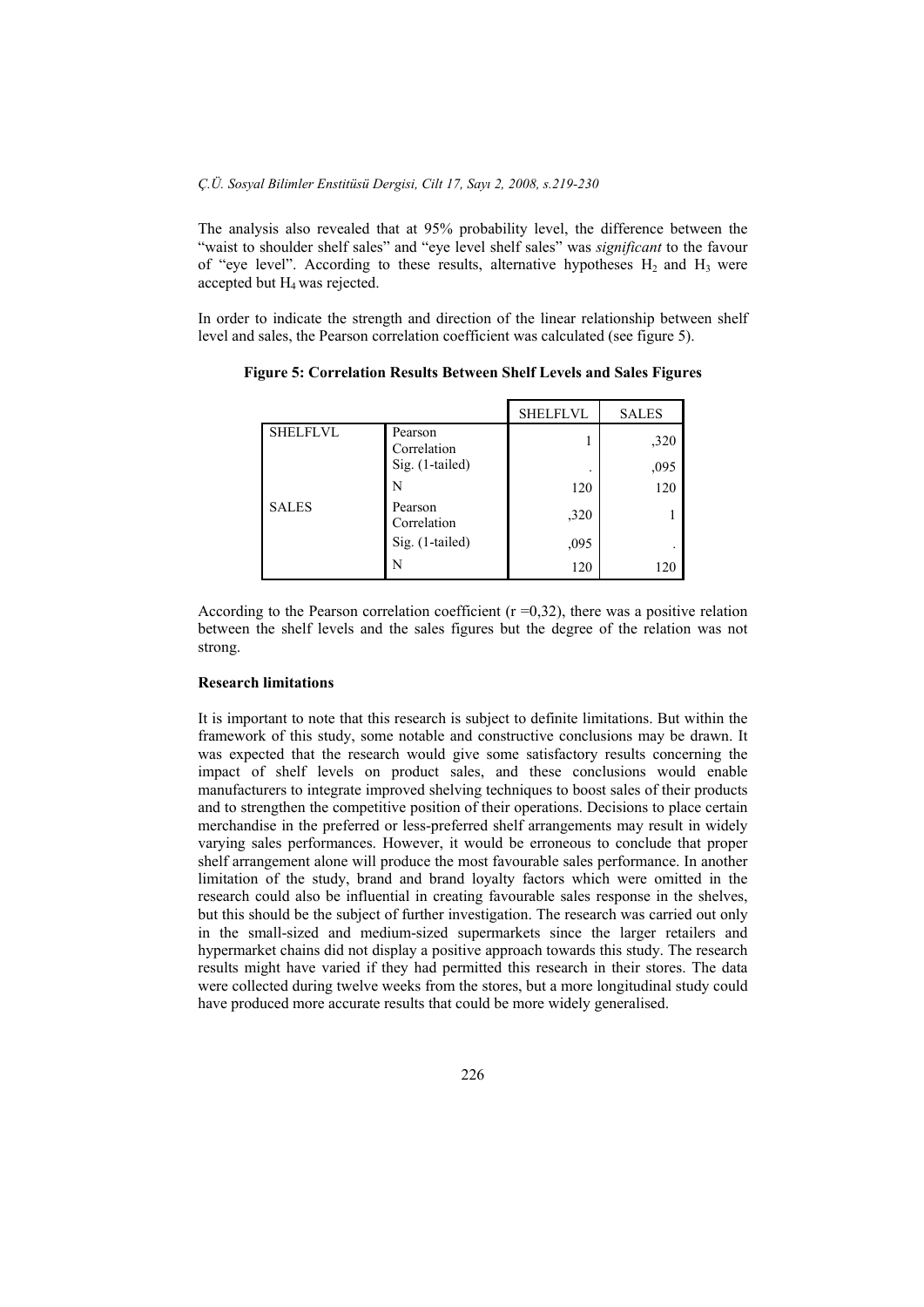The analysis also revealed that at 95% probability level, the difference between the "waist to shoulder shelf sales" and "eye level shelf sales" was *significant* to the favour of "eye level". According to these results, alternative hypotheses $H_2$ and $H_3$ were accepted but $H_4$ was rejected.

In order to indicate the strength and direction of the linear relationship between shelf level and sales, the Pearson correlation coefficient was calculated (see figure 5).

**Figure 5: Correlation Results Between Shelf Levels and Sales Figures**

| | | SHELFLVL | SALES |
|---|---|---|---|
| SHELFLVL | Pearson Correlation | 1 | ,320 |
| | Sig. (1-tailed) | . | ,095 |
| | N | 120 | 120 |
| SALES | Pearson Correlation | ,320 | 1 |
| | Sig. (1-tailed) | ,095 | . |
| | N | 120 | 120 |

According to the Pearson correlation coefficient ($r = 0{,}32$), there was a positive relation between the shelf levels and the sales figures but the degree of the relation was not strong.

**Research limitations**

It is important to note that this research is subject to definite limitations. But within the framework of this study, some notable and constructive conclusions may be drawn. It was expected that the research would give some satisfactory results concerning the impact of shelf levels on product sales, and these conclusions would enable manufacturers to integrate improved shelving techniques to boost sales of their products and to strengthen the competitive position of their operations. Decisions to place certain merchandise in the preferred or less-preferred shelf arrangements may result in widely varying sales performances. However, it would be erroneous to conclude that proper shelf arrangement alone will produce the most favourable sales performance. In another limitation of the study, brand and brand loyalty factors which were omitted in the research could also be influential in creating favourable sales response in the shelves, but this should be the subject of further investigation. The research was carried out only in the small-sized and medium-sized supermarkets since the larger retailers and hypermarket chains did not display a positive approach towards this study. The research results might have varied if they had permitted this research in their stores. The data were collected during twelve weeks from the stores, but a more longitudinal study could have produced more accurate results that could be more widely generalised.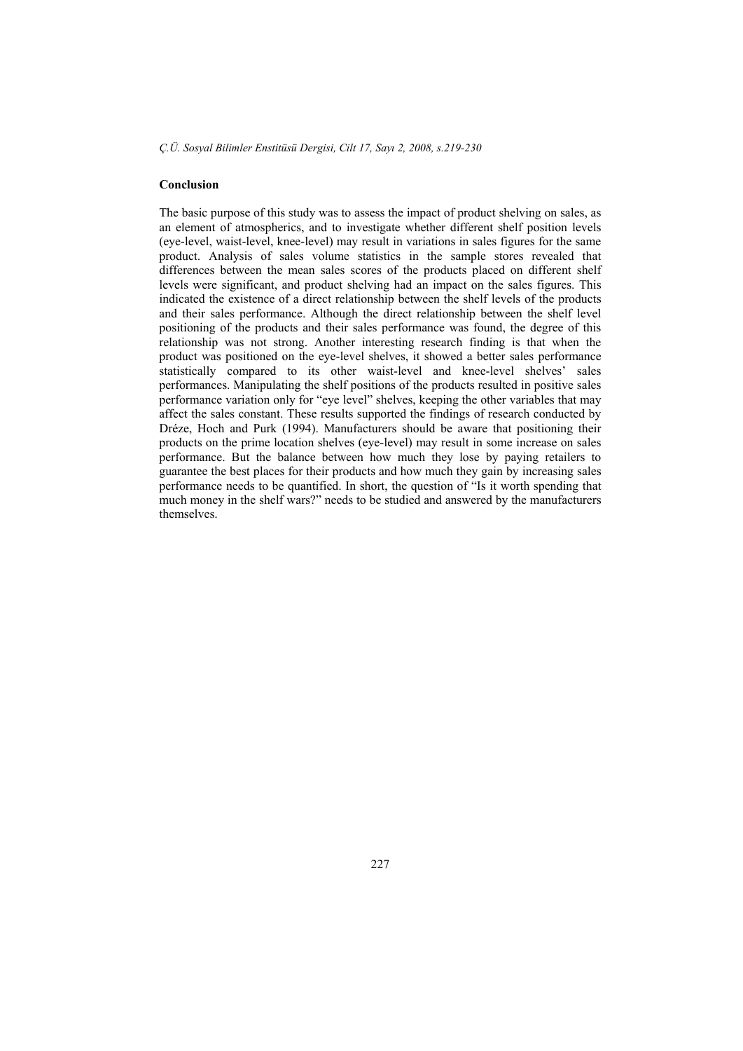## Conclusion

The basic purpose of this study was to assess the impact of product shelving on sales, as an element of atmospherics, and to investigate whether different shelf position levels (eye-level, waist-level, knee-level) may result in variations in sales figures for the same product. Analysis of sales volume statistics in the sample stores revealed that differences between the mean sales scores of the products placed on different shelf levels were significant, and product shelving had an impact on the sales figures. This indicated the existence of a direct relationship between the shelf levels of the products and their sales performance. Although the direct relationship between the shelf level positioning of the products and their sales performance was found, the degree of this relationship was not strong. Another interesting research finding is that when the product was positioned on the eye-level shelves, it showed a better sales performance statistically compared to its other waist-level and knee-level shelves' sales performances. Manipulating the shelf positions of the products resulted in positive sales performance variation only for "eye level" shelves, keeping the other variables that may affect the sales constant. These results supported the findings of research conducted by Dréze, Hoch and Purk (1994). Manufacturers should be aware that positioning their products on the prime location shelves (eye-level) may result in some increase on sales performance. But the balance between how much they lose by paying retailers to guarantee the best places for their products and how much they gain by increasing sales performance needs to be quantified. In short, the question of "Is it worth spending that much money in the shelf wars?" needs to be studied and answered by the manufacturers themselves.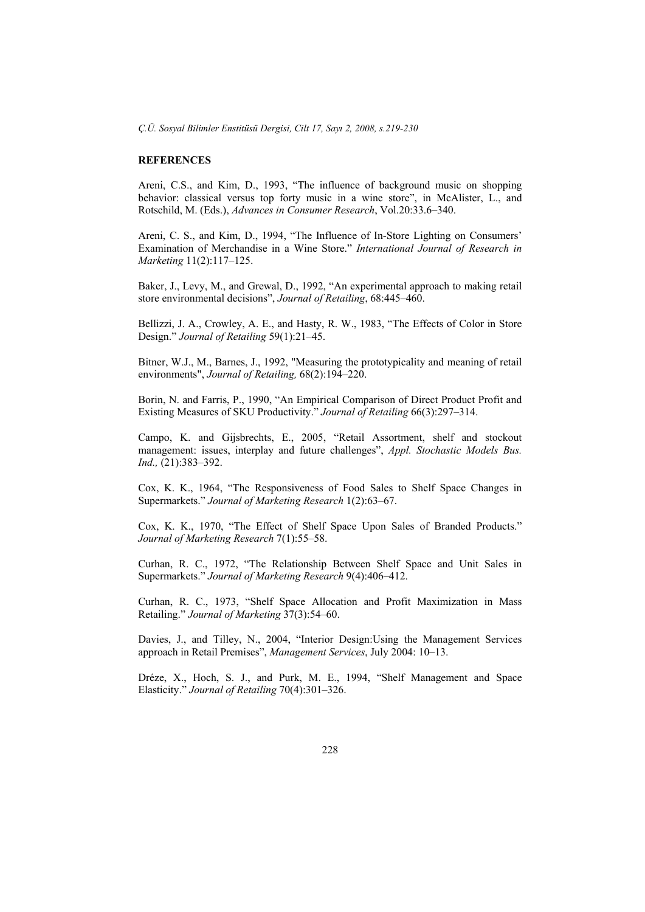## REFERENCES

Areni, C.S., and Kim, D., 1993, "The influence of background music on shopping behavior: classical versus top forty music in a wine store", in McAlister, L., and Rotschild, M. (Eds.), *Advances in Consumer Research*, Vol.20:33.6–340.

Areni, C. S., and Kim, D., 1994, "The Influence of In-Store Lighting on Consumers' Examination of Merchandise in a Wine Store." *International Journal of Research in Marketing* 11(2):117–125.

Baker, J., Levy, M., and Grewal, D., 1992, "An experimental approach to making retail store environmental decisions", *Journal of Retailing*, 68:445–460.

Bellizzi, J. A., Crowley, A. E., and Hasty, R. W., 1983, "The Effects of Color in Store Design." *Journal of Retailing* 59(1):21–45.

Bitner, W.J., M., Barnes, J., 1992, "Measuring the prototypicality and meaning of retail environments", *Journal of Retailing,* 68(2):194–220.

Borin, N. and Farris, P., 1990, "An Empirical Comparison of Direct Product Profit and Existing Measures of SKU Productivity." *Journal of Retailing* 66(3):297–314.

Campo, K. and Gijsbrechts, E., 2005, "Retail Assortment, shelf and stockout management: issues, interplay and future challenges", *Appl. Stochastic Models Bus. Ind.,* (21):383–392.

Cox, K. K., 1964, "The Responsiveness of Food Sales to Shelf Space Changes in Supermarkets." *Journal of Marketing Research* 1(2):63–67.

Cox, K. K., 1970, "The Effect of Shelf Space Upon Sales of Branded Products." *Journal of Marketing Research* 7(1):55–58.

Curhan, R. C., 1972, "The Relationship Between Shelf Space and Unit Sales in Supermarkets." *Journal of Marketing Research* 9(4):406–412.

Curhan, R. C., 1973, "Shelf Space Allocation and Profit Maximization in Mass Retailing." *Journal of Marketing* 37(3):54–60.

Davies, J., and Tilley, N., 2004, "Interior Design:Using the Management Services approach in Retail Premises", *Management Services*, July 2004: 10–13.

Dréze, X., Hoch, S. J., and Purk, M. E., 1994, "Shelf Management and Space Elasticity." *Journal of Retailing* 70(4):301–326.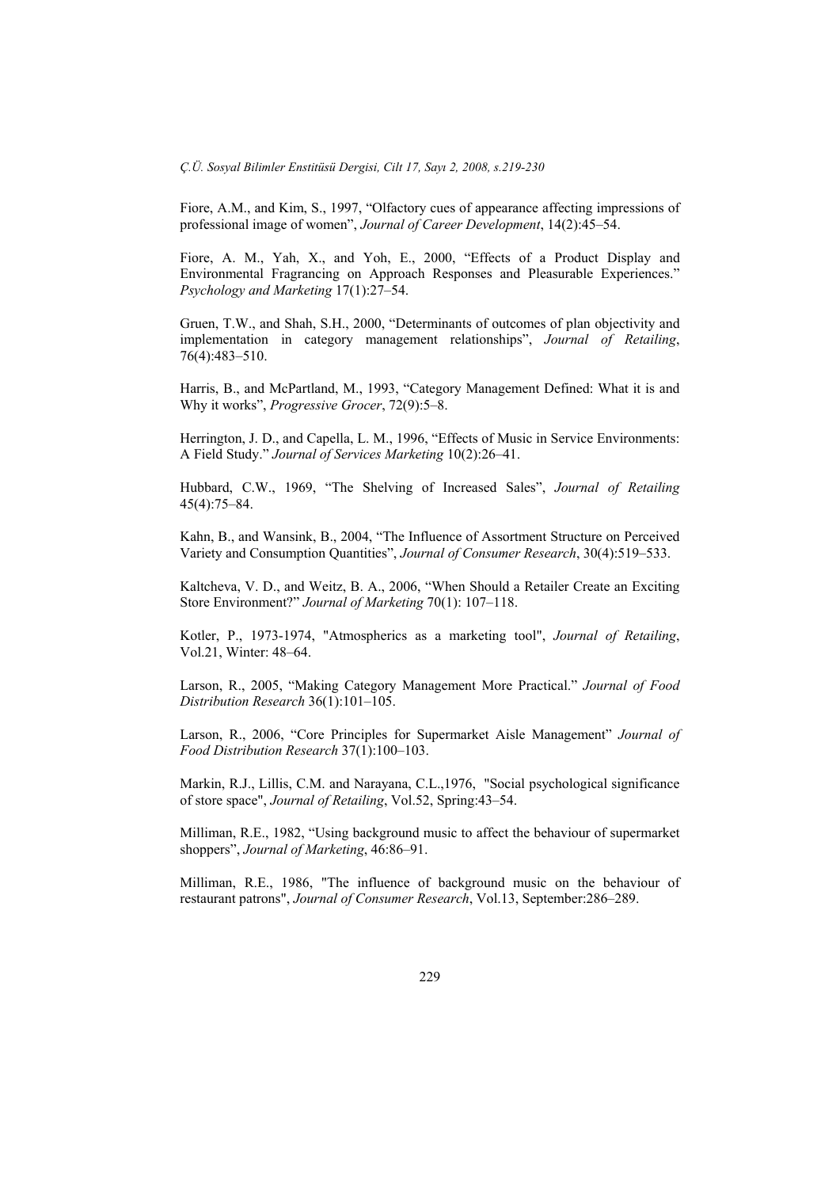Fiore, A.M., and Kim, S., 1997, "Olfactory cues of appearance affecting impressions of professional image of women", *Journal of Career Development*, 14(2):45–54.

Fiore, A. M., Yah, X., and Yoh, E., 2000, "Effects of a Product Display and Environmental Fragrancing on Approach Responses and Pleasurable Experiences." *Psychology and Marketing* 17(1):27–54.

Gruen, T.W., and Shah, S.H., 2000, "Determinants of outcomes of plan objectivity and implementation in category management relationships", *Journal of Retailing*, 76(4):483–510.

Harris, B., and McPartland, M., 1993, "Category Management Defined: What it is and Why it works", *Progressive Grocer*, 72(9):5–8.

Herrington, J. D., and Capella, L. M., 1996, "Effects of Music in Service Environments: A Field Study." *Journal of Services Marketing* 10(2):26–41.

Hubbard, C.W., 1969, "The Shelving of Increased Sales", *Journal of Retailing* 45(4):75–84.

Kahn, B., and Wansink, B., 2004, "The Influence of Assortment Structure on Perceived Variety and Consumption Quantities", *Journal of Consumer Research*, 30(4):519–533.

Kaltcheva, V. D., and Weitz, B. A., 2006, "When Should a Retailer Create an Exciting Store Environment?" *Journal of Marketing* 70(1): 107–118.

Kotler, P., 1973-1974, "Atmospherics as a marketing tool", *Journal of Retailing*, Vol.21, Winter: 48–64.

Larson, R., 2005, "Making Category Management More Practical." *Journal of Food Distribution Research* 36(1):101–105.

Larson, R., 2006, "Core Principles for Supermarket Aisle Management" *Journal of Food Distribution Research* 37(1):100–103.

Markin, R.J., Lillis, C.M. and Narayana, C.L.,1976, "Social psychological significance of store space", *Journal of Retailing*, Vol.52, Spring:43–54.

Milliman, R.E., 1982, "Using background music to affect the behaviour of supermarket shoppers", *Journal of Marketing*, 46:86–91.

Milliman, R.E., 1986, "The influence of background music on the behaviour of restaurant patrons", *Journal of Consumer Research*, Vol.13, September:286–289.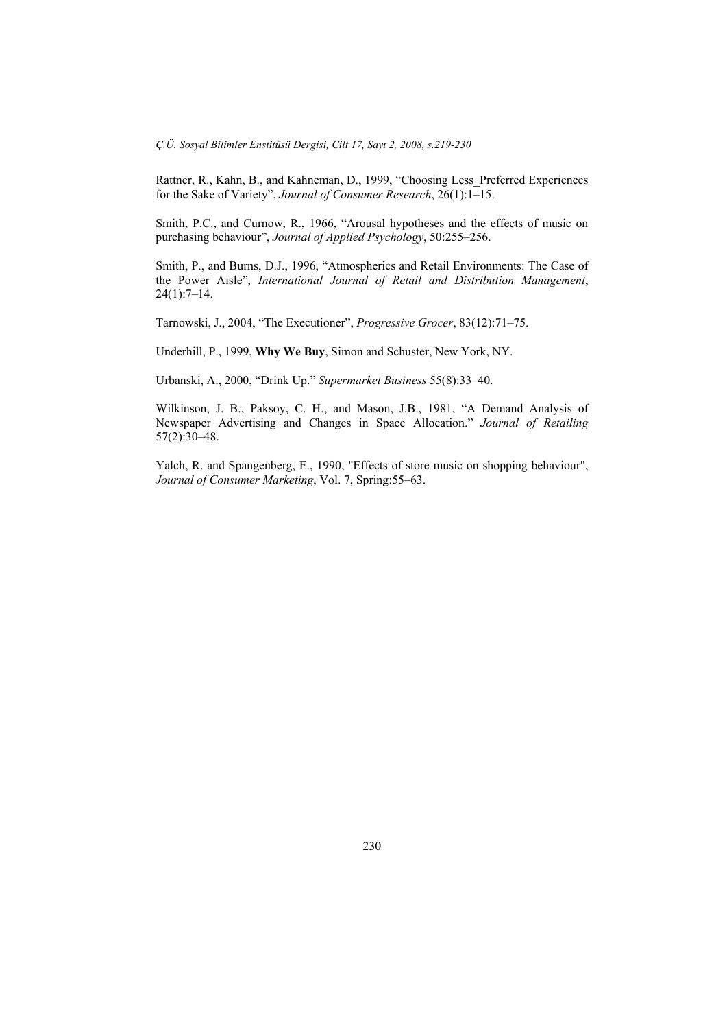Rattner, R., Kahn, B., and Kahneman, D., 1999, "Choosing Less_Preferred Experiences for the Sake of Variety", *Journal of Consumer Research*, 26(1):1–15.

Smith, P.C., and Curnow, R., 1966, "Arousal hypotheses and the effects of music on purchasing behaviour", *Journal of Applied Psychology*, 50:255–256.

Smith, P., and Burns, D.J., 1996, "Atmospherics and Retail Environments: The Case of the Power Aisle", *International Journal of Retail and Distribution Management*, 24(1):7–14.

Tarnowski, J., 2004, "The Executioner", *Progressive Grocer*, 83(12):71–75.

Underhill, P., 1999, **Why We Buy**, Simon and Schuster, New York, NY.

Urbanski, A., 2000, "Drink Up." *Supermarket Business* 55(8):33–40.

Wilkinson, J. B., Paksoy, C. H., and Mason, J.B., 1981, "A Demand Analysis of Newspaper Advertising and Changes in Space Allocation." *Journal of Retailing* 57(2):30–48.

Yalch, R. and Spangenberg, E., 1990, "Effects of store music on shopping behaviour", *Journal of Consumer Marketing*, Vol. 7, Spring:55–63.